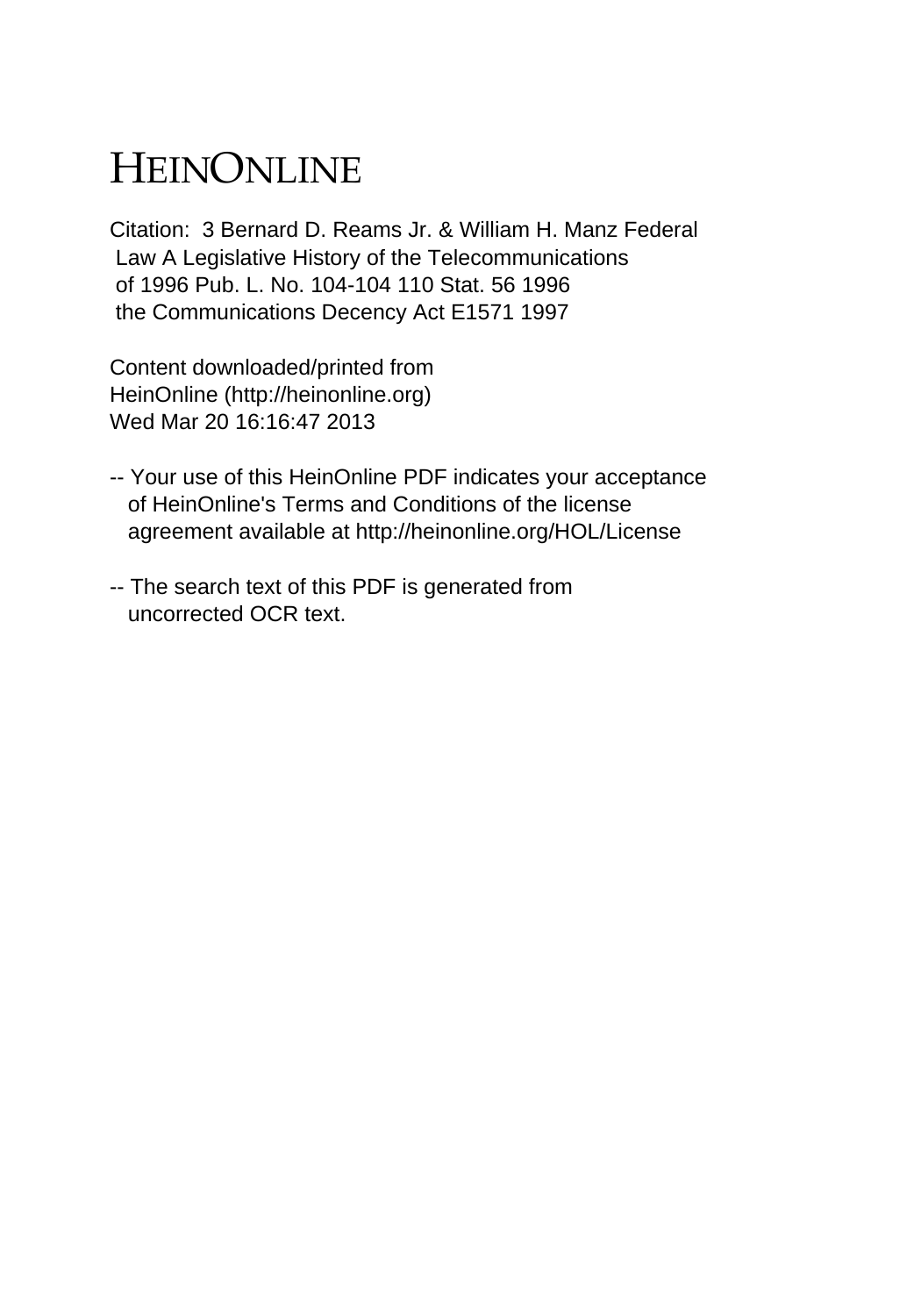# HEINONLINE

Citation: 3 Bernard D. Reams Jr. & William H. Manz Federal Law A Legislative History of the Telecommunications of 1996 Pub. L. No. 104-104 110 Stat. 56 1996 the Communications Decency Act E1571 1997

Content downloaded/printed from HeinOnline (http://heinonline.org)
Wed Mar 20 16:16:47 2013

-- Your use of this HeinOnline PDF indicates your acceptance of HeinOnline's Terms and Conditions of the license agreement available at http://heinonline.org/HOL/License

-- The search text of this PDF is generated from uncorrected OCR text.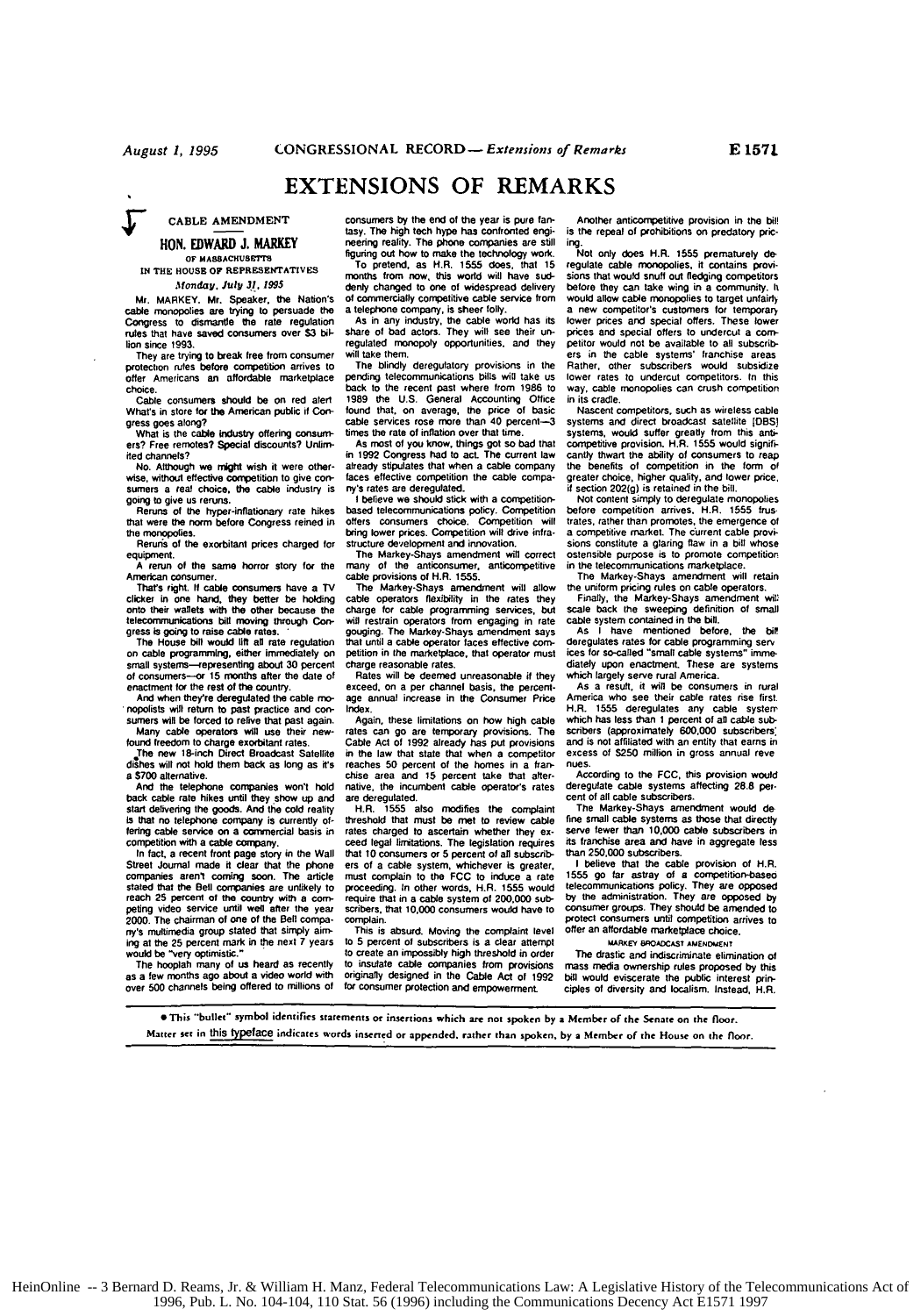# EXTENSIONS OF REMARKS

## CABLE AMENDMENT

### HON. EDWARD J. MARKEY

OF MASSACHUSETTS

IN THE HOUSE OF REPRESENTATIVES

*Monday, July 31, 1995*

Mr. MARKEY. Mr. Speaker, the Nation's cable monopolies are trying to persuade the Congress to dismantle the rate regulation rules that have saved consumers over $3 billion since 1993.

They are trying to break free from consumer protection rules before competition arrives to offer Americans an affordable marketplace choice.

Cable consumers should be on red alert. What's in store for the American public if Congress goes along?

What is the cable industry offering consumers? Free remotes? Special discounts? Unlimited channels?

No. Although we might wish it were otherwise, without effective competition to give consumers a real choice, the cable industry is going to give us reruns.

Reruns of the hyper-inflationary rate hikes that were the norm before Congress reined in the monopolies.

Reruns of the exorbitant prices charged for equipment.

A rerun of the same horror story for the American consumer.

That's right. If cable consumers have a TV clicker in one hand, they better be holding onto their wallets with the other because the telecommunications bill moving through Congress is going to raise cable rates.

The House bill would lift all rate regulation on cable programming, either immediately on small systems—representing about 30 percent of consumers—or 15 months after the date of enactment for the rest of the country.

And when they're deregulated the cable monopolists will return to past practice and consumers will be forced to relive that past again.

Many cable operators will use their newfound freedom to charge exorbitant rates.

The new 18-inch Direct Broadcast Satellite dishes will not hold them back as long as it's a $700 alternative.

And the telephone companies won't hold back cable rate hikes until they show up and start delivering the goods. And the cold reality is that no telephone company is currently offering cable service on a commercial basis in competition with a cable company.

In fact, a recent front page story in the Wall Street Journal made it clear that the phone companies aren't coming soon. The article stated that the Bell companies are unlikely to reach 25 percent of the country with a competing video service until well after the year 2000. The chairman of one of the Bell company's multimedia group stated that simply aiming at the 25 percent mark in the next 7 years would be "very optimistic."

The hooplah many of us heard as recently as a few months ago about a video world with over 500 channels being offered to millions of consumers by the end of the year is pure fantasy. The high tech hype has confronted engineering reality. The phone companies are still figuring out how to make the technology work.

To pretend, as H.R. 1555 does, that 15 months from now, this world will have suddenly changed to one of widespread delivery of commercially competitive cable service from a telephone company, is sheer folly.

As in any industry, the cable world has its share of bad actors. They will see their unregulated monopoly opportunities, and they will take them.

The blindly deregulatory provisions in the pending telecommunications bills will take us back to the recent past where from 1986 to 1989 the U.S. General Accounting Office found that, on average, the price of basic cable services rose more than 40 percent—3 times the rate of inflation over that time.

As most of you know, things got so bad that in 1992 Congress had to act. The current law already stipulates that when a cable company faces effective competition the cable company's rates are deregulated.

I believe we should stick with a competition-based telecommunications policy. Competition offers consumers choice. Competition will bring lower prices. Competition will drive infrastructure development and innovation.

The Markey-Shays amendment will correct many of the anticonsumer, anticompetitive cable provisions of H.R. 1555.

The Markey-Shays amendment will allow cable operators flexibility in the rates they charge for cable programming services, but will restrain operators from engaging in rate gouging. The Markey-Shays amendment says that until a cable operator faces effective competition in the marketplace, that operator must charge reasonable rates.

Rates will be deemed unreasonable if they exceed, on a per channel basis, the percentage annual increase in the Consumer Price Index.

Again, these limitations on how high cable rates can go are temporary provisions. The Cable Act of 1992 already has put provisions in the law that state that when a competitor reaches 50 percent of the homes in a franchise area and 15 percent take that alternative, the incumbent cable operator's rates are deregulated.

H.R. 1555 also modifies the complaint threshold that must be met to review cable rates charged to ascertain whether they exceed legal limitations. The legislation requires that 10 consumers or 5 percent of all subscribers of a cable system, whichever is greater, must complain to the FCC to induce a rate proceeding. In other words, H.R. 1555 would require that in a cable system of 200,000 subscribers, that 10,000 consumers would have to complain.

This is absurd. Moving the complaint level to 5 percent of subscribers is a clear attempt to create an impossibly high threshold in order to insulate cable companies from provisions originally designed in the Cable Act of 1992 for consumer protection and empowerment.

Another anticompetitive provision in the bill is the repeal of prohibitions on predatory pricing.

Not only does H.R. 1555 prematurely deregulate cable monopolies, it contains provisions that would snuff out fledging competitors before they can take wing in a community. It would allow cable monopolies to target unfairly a new competitor's customers for temporary lower prices and special offers. These lower prices and special offers to undercut a competitor would not be available to all subscribers in the cable systems' franchise areas. Rather, other subscribers would subsidize lower rates to undercut competitors. In this way, cable monopolies can crush competition in its cradle.

Nascent competitors, such as wireless cable systems and direct broadcast satellite [DBS] systems, would suffer greatly from this anticompetitive provision. H.R. 1555 would significantly thwart the ability of consumers to reap the benefits of competition in the form of greater choice, higher quality, and lower price, if section 202(g) is retained in the bill.

Not content simply to deregulate monopolies before competition arrives, H.R. 1555 frustrates, rather than promotes, the emergence of a competitive market. The current cable provisions constitute a glaring flaw in a bill whose ostensible purpose is to promote competition in the telecommunications marketplace.

The Markey-Shays amendment will retain the uniform pricing rules on cable operators.

Finally, the Markey-Shays amendment will scale back the sweeping definition of small cable system contained in the bill.

As I have mentioned before, the bill deregulates rates for cable programming services for so-called "small cable systems" immediately upon enactment. These are systems which largely serve rural America.

As a result, it will be consumers in rural America who see their cable rates rise first. H.R. 1555 deregulates any cable system which has less than 1 percent of all cable subscribers (approximately 600,000 subscribers) and is not affiliated with an entity that earns in excess of $250 million in gross annual revenues.

According to the FCC, this provision would deregulate cable systems affecting 28.8 percent of all cable subscribers.

The Markey-Shays amendment would define small cable systems as those that directly serve fewer than 10,000 cable subscribers in its franchise area and have in aggregate less than 250,000 subscribers.

I believe that the cable provision of H.R. 1555 go far astray of a competition-based telecommunications policy. They are opposed by the administration. They are opposed by consumer groups. They should be amended to protect consumers until competition arrives to offer an affordable marketplace choice.

MARKEY BROADCAST AMENDMENT

The drastic and indiscriminate elimination of mass media ownership rules proposed by this bill would eviscerate the public interest principles of diversity and localism. Instead, H.R.

---

• This "bullet" symbol identifies statements or insertions which are not spoken by a Member of the Senate on the floor.

Matter set in this typeface indicates words inserted or appended, rather than spoken, by a Member of the House on the floor.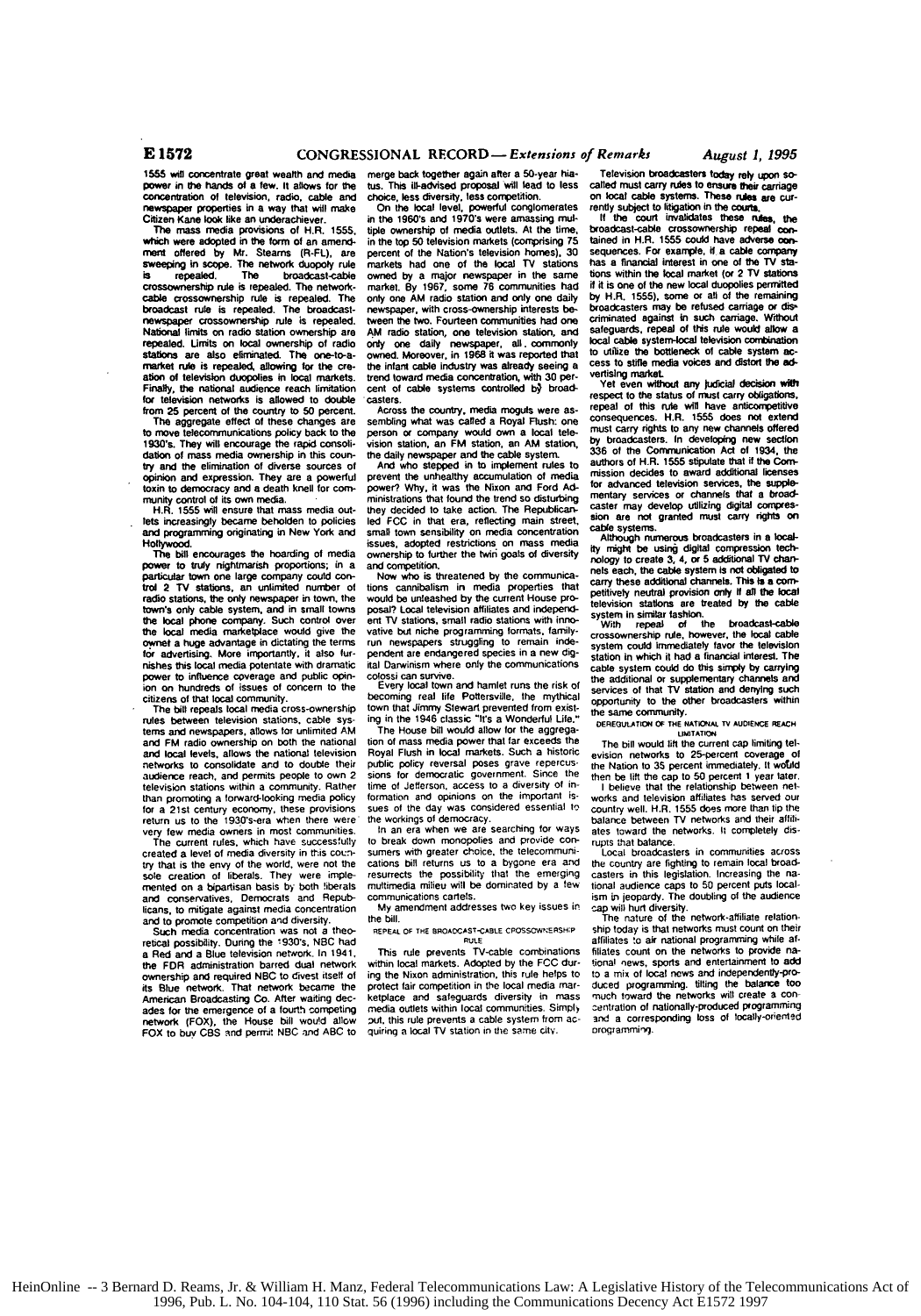1555 will concentrate great wealth and media power in the hands of a few. It allows for the concentration of television, radio, cable and newspaper properties in a way that will make Citizen Kane look like an underachiever.

The mass media provisions of H.R. 1555, which were adopted in the form of an amendment offered by Mr. Stearns (R-FL), are sweeping in scope. The network duopoly rule is repealed. The broadcast-cable crossownership rule is repealed. The network-cable crossownership rule is repealed. The broadcast rule is repealed. The broadcast-newspaper crossownership rule is repealed. National limits on radio station ownership are repealed. Limits on local ownership of radio stations are also eliminated. The one-to-a-market rule is repealed, allowing for the creation of television duopolies in local markets. Finally, the national audience reach limitation for television networks is allowed to double from 25 percent of the country to 50 percent.

The aggregate effect of these changes are to move telecommunications policy back to the 1930's. They will encourage the rapid consolidation of mass media ownership in this country and the elimination of diverse sources of opinion and expression. They are a powerful toxin to democracy and a death knell for community control of its own media.

H.R. 1555 will ensure that mass media outlets increasingly became beholden to policies and programming originating in New York and Hollywood.

The bill encourages the hoarding of media power to truly nightmarish proportions; in a particular town one large company could control 2 TV stations, an unlimited number of radio stations, the only newspaper in town, the town's only cable system, and in small towns the local phone company. Such control over the local media marketplace would give the owner a huge advantage in dictating the terms for advertising. More importantly, it also furnishes this local media potentate with dramatic power to influence coverage and public opinion on hundreds of issues of concern to the citizens of that local community.

The bill repeals local media cross-ownership rules between television stations, cable systems and newspapers, allows for unlimited AM and FM radio ownership on both the national and local levels, allows the national television networks to consolidate and to double their audience reach, and permits people to own 2 television stations within a community. Rather than promoting a forward-looking media policy for a 21st century economy, these provisions return us to the 1930's-era when there were very few media owners in most communities.

The current rules, which have successfully created a level of media diversity in this country that is the envy of the world, were not the sole creation of liberals. They were implemented on a bipartisan basis by both liberals and conservatives, Democrats and Republicans, to mitigate against media concentration and to promote competition and diversity.

Such media concentration was not a theoretical possibility. During the 1930's, NBC had a Red and a Blue television network. In 1941, the FDR administration barred dual network ownership and required NBC to divest itself of its Blue network. That network became the American Broadcasting Co. After waiting decades for the emergence of a fourth competing network (FOX), the House bill would allow FOX to buy CBS and permit NBC and ABC to merge back together again after a 50-year hiatus. This ill-advised proposal will lead to less choice, less diversity, less competition.

On the local level, powerful conglomerates in the 1960's and 1970's were amassing multiple ownership of media outlets. At the time, in the top 50 television markets (comprising 75 percent of the Nation's television homes), 30 markets had one of the local TV stations owned by a major newspaper in the same market. By 1967, some 76 communities had only one AM radio station and only one daily newspaper, with cross-ownership interests between the two. Fourteen communities had one AM radio station, one television station, and only one daily newspaper, all commonly owned. Moreover, in 1968 it was reported that the infant cable industry was already seeing a trend toward media concentration, with 30 percent of cable systems controlled by broadcasters.

Across the country, media moguls were assembling what was called a Royal Flush: one person or company would own a local television station, an FM station, an AM station, the daily newspaper and the cable system.

And who stepped in to implement rules to prevent the unhealthy accumulation of media power? Why, it was the Nixon and Ford Administrations that found the trend so disturbing they decided to take action. The Republican-led FCC in that era, reflecting main street, small town sensibility on media concentration issues, adopted restrictions on mass media ownership to further the twin goals of diversity and competition.

Now who is threatened by the communications cannibalism in media properties that would be unleashed by the current House proposal? Local television affiliates and independent TV stations, small radio stations with innovative but niche programming formats, family-run newspapers struggling to remain independent are endangered species in a new digital Darwinism where only the communications colossi can survive.

Every local town and hamlet runs the risk of becoming real life Pottersville, the mythical town that Jimmy Stewart prevented from existing in the 1946 classic "It's a Wonderful Life."

The House bill would allow for the aggregation of mass media power that far exceeds the Royal Flush in local markets. Such a historic public policy reversal poses grave repercussions for democratic government. Since the time of Jefferson, access to a diversity of information and opinions on the important issues of the day was considered essential to the workings of democracy.

In an era when we are searching for ways to break down monopolies and provide consumers with greater choice, the telecommunications bill returns us to a bygone era and resurrects the possibility that the emerging multimedia milieu will be dominated by a few communications cartels.

My amendment addresses two key issues in the bill.

### REPEAL OF THE BROADCAST-CABLE CROSSOWNERSHIP RULE

This rule prevents TV-cable combinations within local markets. Adopted by the FCC during the Nixon administration, this rule helps to protect fair competition in the local media marketplace and safeguards diversity in mass media outlets within local communities. Simply put, this rule prevents a cable system from acquiring a local TV station in the same city.

Television broadcasters today rely upon so-called must carry rules to ensure their carriage on local cable systems. These rules are currently subject to litigation in the courts.

If the court invalidates these rules, the broadcast-cable crossownership repeal contained in H.R. 1555 could have adverse consequences. For example, if a cable company has a financial interest in one of the TV stations within the local market (or 2 TV stations if it is one of the new local duopolies permitted by H.R. 1555), some or all of the remaining broadcasters may be refused carriage or discriminated against in such carriage. Without safeguards, repeal of this rule would allow a local cable system-local television combination to utilize the bottleneck of cable system access to stifle media voices and distort the advertising market.

Yet even without any judicial decision with respect to the status of must carry obligations, repeal of this rule will have anticompetitive consequences. H.R. 1555 does not extend must carry rights to any new channels offered by broadcasters. In developing new section 336 of the Communication Act of 1934, the authors of H.R. 1555 stipulate that if the Commission decides to award additional licenses for advanced television services, the supplementary services or channels that a broadcaster may develop utilizing digital compression are not granted must carry rights on cable systems.

Although numerous broadcasters in a locality might be using digital compression technology to create 3, 4, or 5 additional TV channels each, the cable system is not obligated to carry these additional channels. This is a competitively neutral provision only if all the local television stations are treated by the cable system in similar fashion.

With repeal of the broadcast-cable crossownership rule, however, the local cable system could immediately favor the television station in which it had a financial interest. The cable system could do this simply by carrying the additional or supplementary channels and services of that TV station and denying such opportunity to the other broadcasters within the same community.

### DEREGULATION OF THE NATIONAL TV AUDIENCE REACH LIMITATION

The bill would lift the current cap limiting television networks to 25-percent coverage of the Nation to 35 percent immediately. It would then be lift the cap to 50 percent 1 year later.

I believe that the relationship between networks and television affiliates has served our country well. H.R. 1555 does more than tip the balance between TV networks and their affiliates toward the networks. It completely disrupts that balance.

Local broadcasters in communities across the country are fighting to remain local broadcasters in this legislation. Increasing the national audience caps to 50 percent puts localism in jeopardy. The doubling of the audience cap will hurt diversity.

The nature of the network-affiliate relationship today is that networks must count on their affiliates to air national programming while affiliates count on the networks to provide national news, sports and entertainment to add to a mix of local news and independently-produced programming. tilting the balance too much toward the networks will create a concentration of nationally-produced programming and a corresponding loss of locally-oriented programming.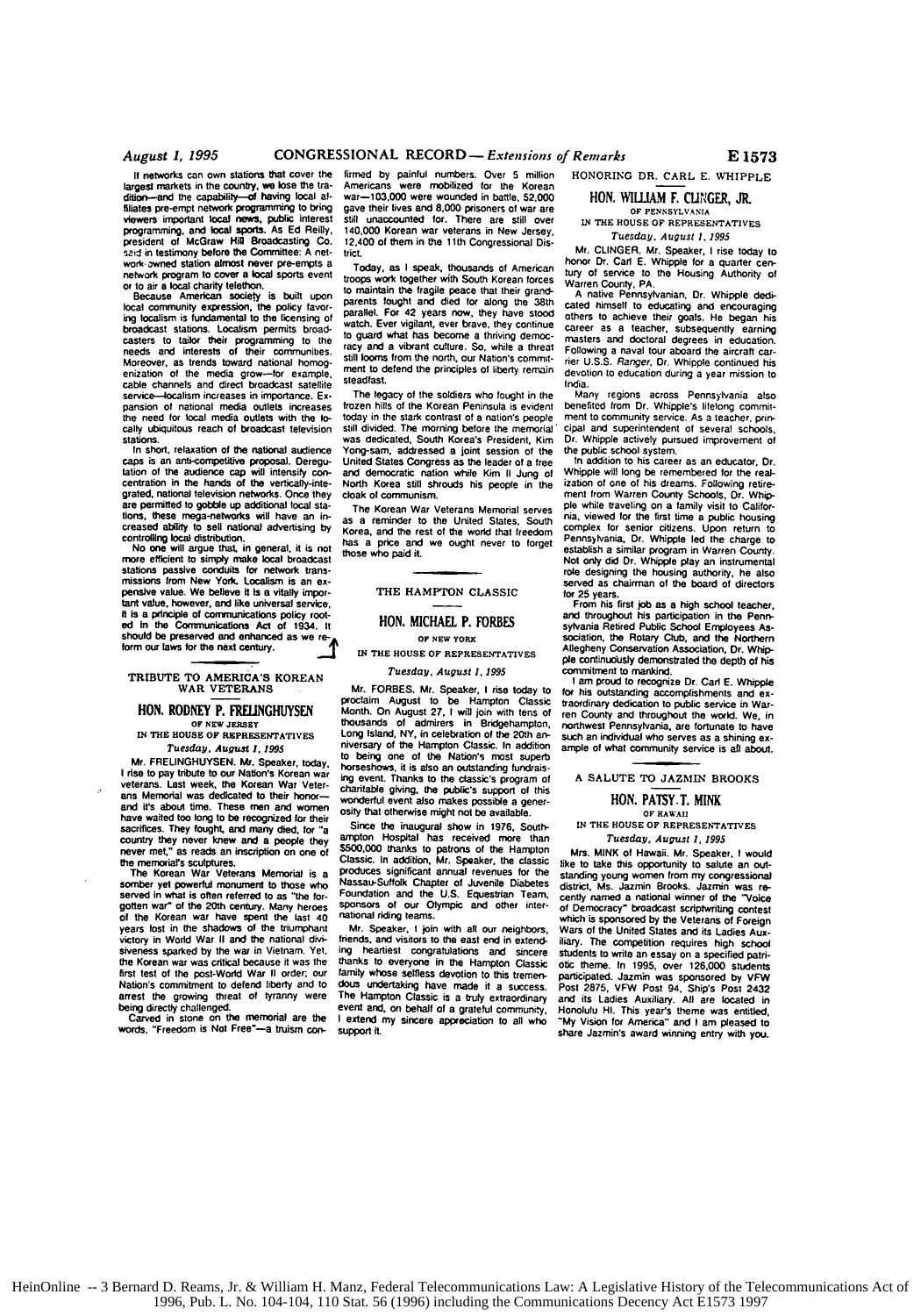If networks can own stations that cover the largest markets in the country, we lose the tradition—and the capability—of having local affiliates pre-empt network programming to bring viewers important local news, public interest programming, and local sports. As Ed Reilly, president of McGraw Hill Broadcasting Co. said in testimony before the Committee: A network-owned station almost never pre-empts a network program to cover a local sports event or to air a local charity telethon.

Because American society is built upon local community expression, the policy favoring localism is fundamental to the licensing of broadcast stations. Localism permits broadcasters to tailor their programming to the needs and interests of their communities. Moreover, as trends toward national homogenization of the media grow—for example, cable channels and direct broadcast satellite service—localism increases in importance. Expansion of national media outlets increases the need for local media outlets with the locally ubiquitous reach of broadcast television stations.

In short, relaxation of the national audience caps is an anti-competitive proposal. Deregulation of the audience cap will intensify concentration in the hands of the vertically-integrated, national television networks. Once they are permitted to gobble up additional local stations, these mega-networks will have an increased ability to sell national advertising by controlling local distribution.

No one will argue that, in general, it is not more efficient to simply make local broadcast stations passive conduits for network transmissions from New York. Localism is an expensive value. We believe it is a vitally important value, however, and like universal service, it is a principle of communications policy rooted in the Communications Act of 1934. It should be preserved and enhanced as we reform our laws for the next century.

## TRIBUTE TO AMERICA'S KOREAN WAR VETERANS

### HON. RODNEY P. FRELINGHUYSEN

OF NEW JERSEY

IN THE HOUSE OF REPRESENTATIVES

*Tuesday, August 1, 1995*

Mr. FRELINGHUYSEN. Mr. Speaker, today, I rise to pay tribute to our Nation's Korean war veterans. Last week, the Korean War Veterans Memorial was dedicated to their honor—and it's about time. These men and women have waited too long to be recognized for their sacrifices. They fought, and many died, for "a country they never knew and a people they never met," as reads an inscription on one of the memorial's sculptures.

The Korean War Veterans Memorial is a somber yet powerful monument to those who served in what is often referred to as "the forgotten war" of the 20th century. Many heroes of the Korean war have spent the last 40 years lost in the shadows of the triumphant victory in World War II and the national divisiveness sparked by the war in Vietnam. Yet, the Korean war was critical because it was the first test of the post-World War II order; our Nation's commitment to defend liberty and to arrest the growing threat of tyranny were being directly challenged.

Carved in stone on the memorial are the words, "Freedom is Not Free"—a truism confirmed by painful numbers. Over 5 million Americans were mobilized for the Korean war—103,000 were wounded in battle, 52,000 gave their lives and 8,000 prisoners of war are still unaccounted for. There are still over 140,000 Korean war veterans in New Jersey, 12,400 of them in the 11th Congressional District.

Today, as I speak, thousands of American troops work together with South Korean forces to maintain the fragile peace that their grandparents fought and died for along the 38th parallel. For 42 years now, they have stood watch. Ever vigilant, ever brave, they continue to guard what has become a thriving democracy and a vibrant culture. So, while a threat still looms from the north, our Nation's commitment to defend the principles of liberty remain steadfast.

The legacy of the soldiers who fought in the frozen hills of the Korean Peninsula is evident today in the stark contrast of a nation's people still divided. The morning before the memorial was dedicated, South Korea's President, Kim Yong-sam, addressed a joint session of the United States Congress as the leader of a free and democratic nation while Kim Il Jung of North Korea still shrouds his people in the cloak of communism.

The Korean War Veterans Memorial serves as a reminder to the United States, South Korea, and the rest of the world that freedom has a price and we ought never to forget those who paid it.

## THE HAMPTON CLASSIC

### HON. MICHAEL P. FORBES

OF NEW YORK

IN THE HOUSE OF REPRESENTATIVES

*Tuesday, August 1, 1995*

Mr. FORBES. Mr. Speaker, I rise today to proclaim August to be Hampton Classic Month. On August 27, I will join with tens of thousands of admirers in Bridgehampton, Long Island, NY, in celebration of the 20th anniversary of the Hampton Classic. In addition to being one of the Nation's most superb horseshows, it is also an outstanding fundraising event. Thanks to the classic's program of charitable giving, the public's support of this wonderful event also makes possible a generosity that otherwise might not be available.

Since the inaugural show in 1976, Southampton Hospital has received more than $500,000 thanks to patrons of the Hampton Classic. In addition, Mr. Speaker, the classic produces significant annual revenues for the Nassau-Suffolk Chapter of Juvenile Diabetes Foundation and the U.S. Equestrian Team, sponsors of our Olympic and other international riding teams.

Mr. Speaker, I join with all our neighbors, friends, and visitors to the east end in extending heartiest congratulations and sincere thanks to everyone in the Hampton Classic family whose selfless devotion to this tremendous undertaking have made it a success. The Hampton Classic is a truly extraordinary event and, on behalf of a grateful community, I extend my sincere appreciation to all who support it.

## HONORING DR. CARL E. WHIPPLE

### HON. WILLIAM F. CLINGER, JR.

OF PENNSYLVANIA

IN THE HOUSE OF REPRESENTATIVES

*Tuesday, August 1, 1995*

Mr. CLINGER. Mr. Speaker, I rise today to honor Dr. Carl E. Whipple for a quarter century of service to the Housing Authority of Warren County, PA.

A native Pennsylvanian, Dr. Whipple dedicated himself to educating and encouraging others to achieve their goals. He began his career as a teacher, subsequently earning masters and doctoral degrees in education. Following a naval tour aboard the aircraft carrier U.S.S. *Ranger*, Dr. Whipple continued his devotion to education during a year mission to India.

Many regions across Pennsylvania also benefited from Dr. Whipple's lifelong commitment to community service. As a teacher, principal and superintendent of several schools, Dr. Whipple actively pursued improvement of the public school system.

In addition to his career as an educator, Dr. Whipple will long be remembered for the realization of one of his dreams. Following retirement from Warren County Schools, Dr. Whipple while traveling on a family visit to California, viewed for the first time a public housing complex for senior citizens. Upon return to Pennsylvania, Dr. Whipple led the charge to establish a similar program in Warren County. Not only did Dr. Whipple play an instrumental role designing the housing authority, he also served as chairman of the board of directors for 25 years.

From his first job as a high school teacher, and throughout his participation in the Pennsylvania Retired Public School Employees Association, the Rotary Club, and the Northern Allegheny Conservation Association, Dr. Whipple continuously demonstrated the depth of his commitment to mankind.

I am proud to recognize Dr. Carl E. Whipple for his outstanding accomplishments and extraordinary dedication to public service in Warren County and throughout the world. We, in northwest Pennsylvania, are fortunate to have such an individual who serves as a shining example of what community service is all about.

## A SALUTE TO JAZMIN BROOKS

### HON. PATSY T. MINK

OF HAWAII

IN THE HOUSE OF REPRESENTATIVES

*Tuesday, August 1, 1995*

Mrs. MINK of Hawaii. Mr. Speaker, I would like to take this opportunity to salute an outstanding young women from my congressional district, Ms. Jazmin Brooks. Jazmin was recently named a national winner of the "Voice of Democracy" broadcast scriptwriting contest which is sponsored by the Veterans of Foreign Wars of the United States and its Ladies Auxiliary. The competition requires high school students to write an essay on a specified patriotic theme. In 1995, over 126,000 students participated. Jazmin was sponsored by VFW Post 2875, VFW Post 94, Ship's Post 2432 and its Ladies Auxiliary. All are located in Honolulu HI. This year's theme was entitled, "My Vision for America" and I am pleased to share Jazmin's award winning entry with you.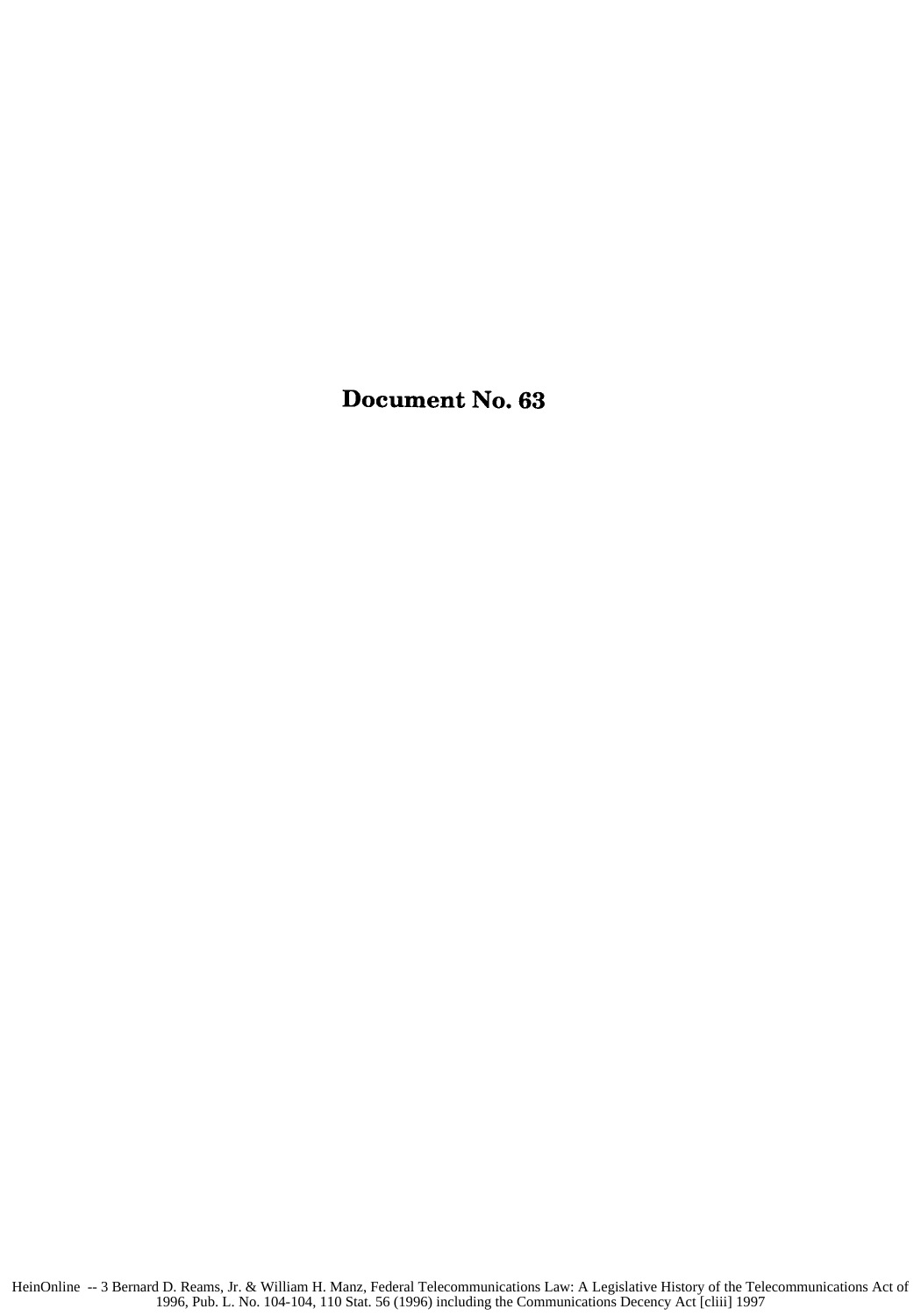# Document No. 63